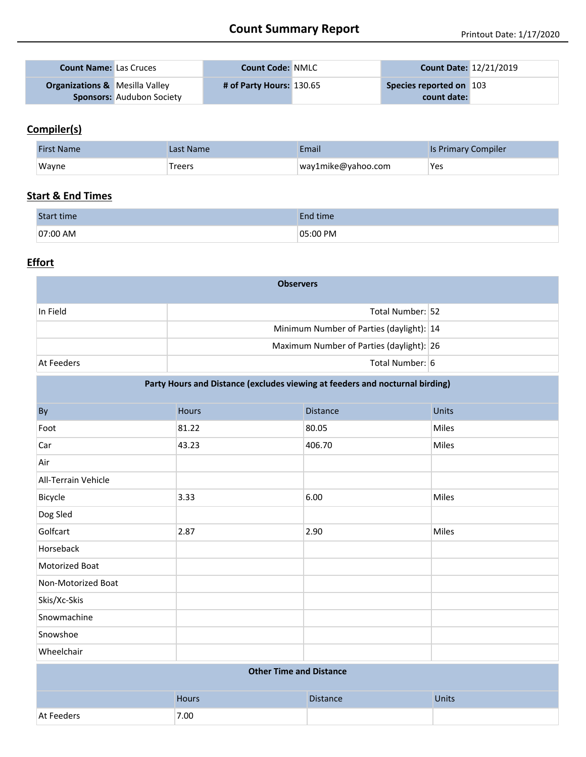# Count Summary Report

Printout Date: 1/17/2020

| | | | | | |
|---|---|---|---|---|---|
| **Count Name:** | Las Cruces | **Count Code:** | NMLC | **Count Date:** | 12/21/2019 |
| **Organizations & Sponsors:** | Mesilla Valley Audubon Society | **# of Party Hours:** | 130.65 | **Species reported on count date:** | 103 |

## Compiler(s)

| First Name | Last Name | Email | Is Primary Compiler |
|---|---|---|---|
| Wayne | Treers | way1mike@yahoo.com | Yes |

## Start & End Times

| Start time | End time |
|---|---|
| 07:00 AM | 05:00 PM |

## Effort

| **Observers** | | |
|---|---|---|
| In Field | Total Number: | 52 |
| | Minimum Number of Parties (daylight): | 14 |
| | Maximum Number of Parties (daylight): | 26 |
| At Feeders | Total Number: | 6 |

**Party Hours and Distance (excludes viewing at feeders and nocturnal birding)**

| By | Hours | Distance | Units |
|---|---|---|---|
| Foot | 81.22 | 80.05 | Miles |
| Car | 43.23 | 406.70 | Miles |
| Air | | | |
| All-Terrain Vehicle | | | |
| Bicycle | 3.33 | 6.00 | Miles |
| Dog Sled | | | |
| Golfcart | 2.87 | 2.90 | Miles |
| Horseback | | | |
| Motorized Boat | | | |
| Non-Motorized Boat | | | |
| Skis/Xc-Skis | | | |
| Snowmachine | | | |
| Snowshoe | | | |
| Wheelchair | | | |

**Other Time and Distance**

| | Hours | Distance | Units |
|---|---|---|---|
| At Feeders | 7.00 | | |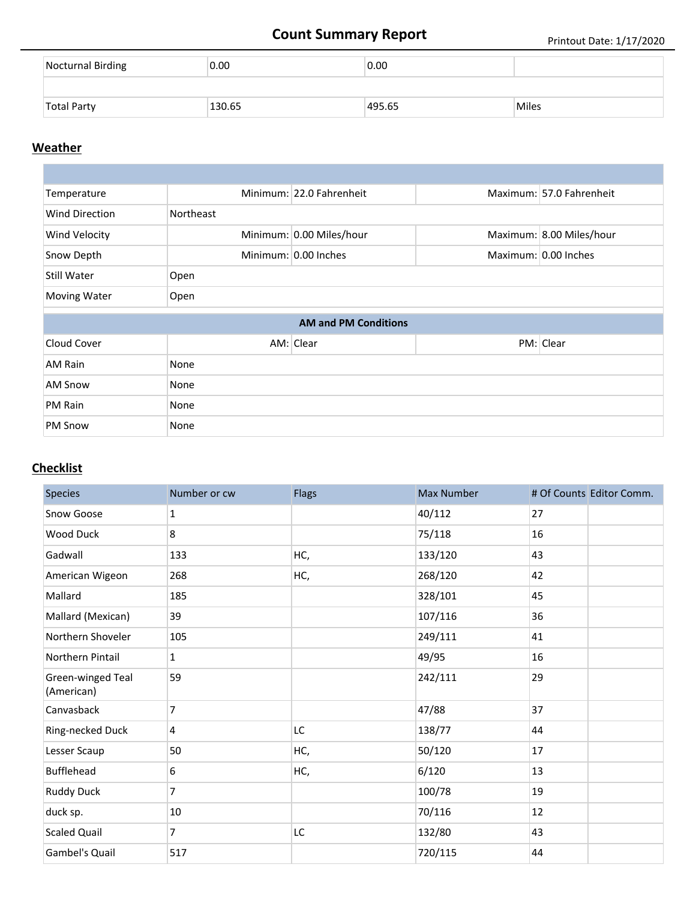# Count Summary Report

| | | | |
|---|---|---|---|
| Nocturnal Birding | 0.00 | 0.00 | |
| | | | |
| Total Party | 130.65 | 495.65 | Miles |

## Weather

| | | | | |
|---|---|---|---|---|
| Temperature | Minimum: | 22.0 Fahrenheit | Maximum: | 57.0 Fahrenheit |
| Wind Direction | Northeast | | | |
| Wind Velocity | Minimum: | 0.00 Miles/hour | Maximum: | 8.00 Miles/hour |
| Snow Depth | Minimum: | 0.00 Inches | Maximum: | 0.00 Inches |
| Still Water | Open | | | |
| Moving Water | Open | | | |

**AM and PM Conditions**

| | | | | |
|---|---|---|---|---|
| Cloud Cover | AM: | Clear | PM: | Clear |
| AM Rain | None | | | |
| AM Snow | None | | | |
| PM Rain | None | | | |
| PM Snow | None | | | |

## Checklist

| Species | Number or cw | Flags | Max Number | # Of Counts | Editor Comm. |
|---|---|---|---|---|---|
| Snow Goose | 1 | | 40/112 | 27 | |
| Wood Duck | 8 | | 75/118 | 16 | |
| Gadwall | 133 | HC, | 133/120 | 43 | |
| American Wigeon | 268 | HC, | 268/120 | 42 | |
| Mallard | 185 | | 328/101 | 45 | |
| Mallard (Mexican) | 39 | | 107/116 | 36 | |
| Northern Shoveler | 105 | | 249/111 | 41 | |
| Northern Pintail | 1 | | 49/95 | 16 | |
| Green-winged Teal (American) | 59 | | 242/111 | 29 | |
| Canvasback | 7 | | 47/88 | 37 | |
| Ring-necked Duck | 4 | LC | 138/77 | 44 | |
| Lesser Scaup | 50 | HC, | 50/120 | 17 | |
| Bufflehead | 6 | HC, | 6/120 | 13 | |
| Ruddy Duck | 7 | | 100/78 | 19 | |
| duck sp. | 10 | | 70/116 | 12 | |
| Scaled Quail | 7 | LC | 132/80 | 43 | |
| Gambel's Quail | 517 | | 720/115 | 44 | |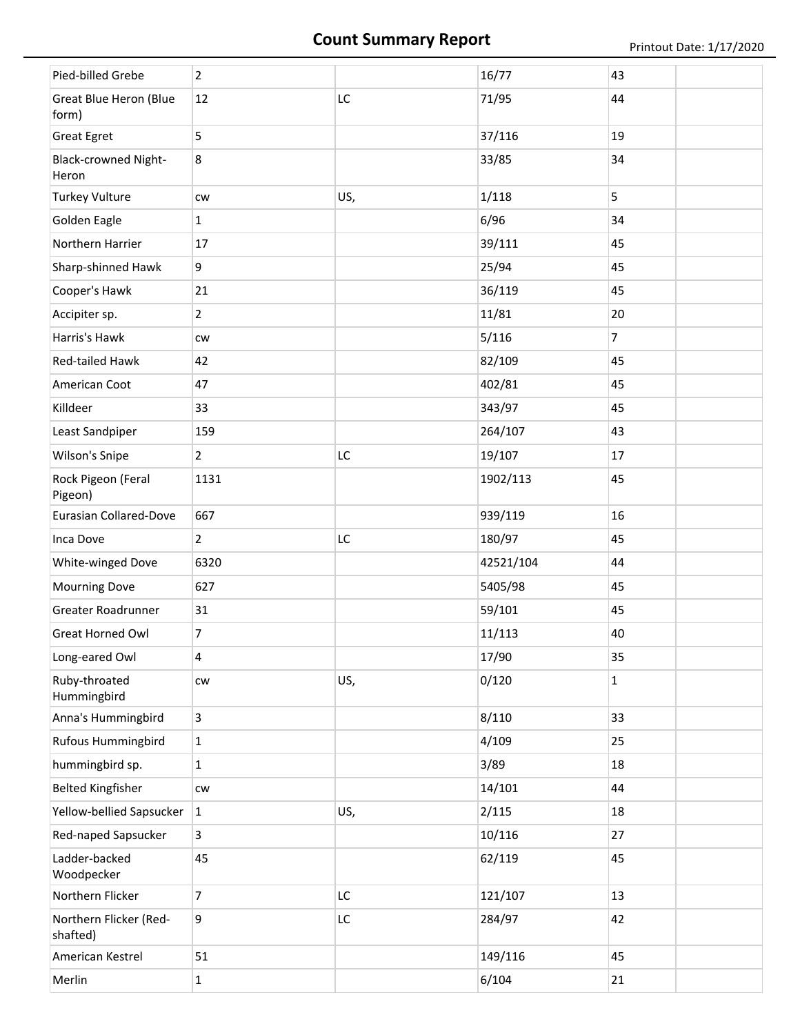# Count Summary Report

| | | | | | |
|---|---|---|---|---|---|
| Pied-billed Grebe | 2 | | 16/77 | 43 | |
| Great Blue Heron (Blue form) | 12 | LC | 71/95 | 44 | |
| Great Egret | 5 | | 37/116 | 19 | |
| Black-crowned Night-Heron | 8 | | 33/85 | 34 | |
| Turkey Vulture | cw | US, | 1/118 | 5 | |
| Golden Eagle | 1 | | 6/96 | 34 | |
| Northern Harrier | 17 | | 39/111 | 45 | |
| Sharp-shinned Hawk | 9 | | 25/94 | 45 | |
| Cooper's Hawk | 21 | | 36/119 | 45 | |
| Accipiter sp. | 2 | | 11/81 | 20 | |
| Harris's Hawk | cw | | 5/116 | 7 | |
| Red-tailed Hawk | 42 | | 82/109 | 45 | |
| American Coot | 47 | | 402/81 | 45 | |
| Killdeer | 33 | | 343/97 | 45 | |
| Least Sandpiper | 159 | | 264/107 | 43 | |
| Wilson's Snipe | 2 | LC | 19/107 | 17 | |
| Rock Pigeon (Feral Pigeon) | 1131 | | 1902/113 | 45 | |
| Eurasian Collared-Dove | 667 | | 939/119 | 16 | |
| Inca Dove | 2 | LC | 180/97 | 45 | |
| White-winged Dove | 6320 | | 42521/104 | 44 | |
| Mourning Dove | 627 | | 5405/98 | 45 | |
| Greater Roadrunner | 31 | | 59/101 | 45 | |
| Great Horned Owl | 7 | | 11/113 | 40 | |
| Long-eared Owl | 4 | | 17/90 | 35 | |
| Ruby-throated Hummingbird | cw | US, | 0/120 | 1 | |
| Anna's Hummingbird | 3 | | 8/110 | 33 | |
| Rufous Hummingbird | 1 | | 4/109 | 25 | |
| hummingbird sp. | 1 | | 3/89 | 18 | |
| Belted Kingfisher | cw | | 14/101 | 44 | |
| Yellow-bellied Sapsucker | 1 | US, | 2/115 | 18 | |
| Red-naped Sapsucker | 3 | | 10/116 | 27 | |
| Ladder-backed Woodpecker | 45 | | 62/119 | 45 | |
| Northern Flicker | 7 | LC | 121/107 | 13 | |
| Northern Flicker (Red-shafted) | 9 | LC | 284/97 | 42 | |
| American Kestrel | 51 | | 149/116 | 45 | |
| Merlin | 1 | | 6/104 | 21 | |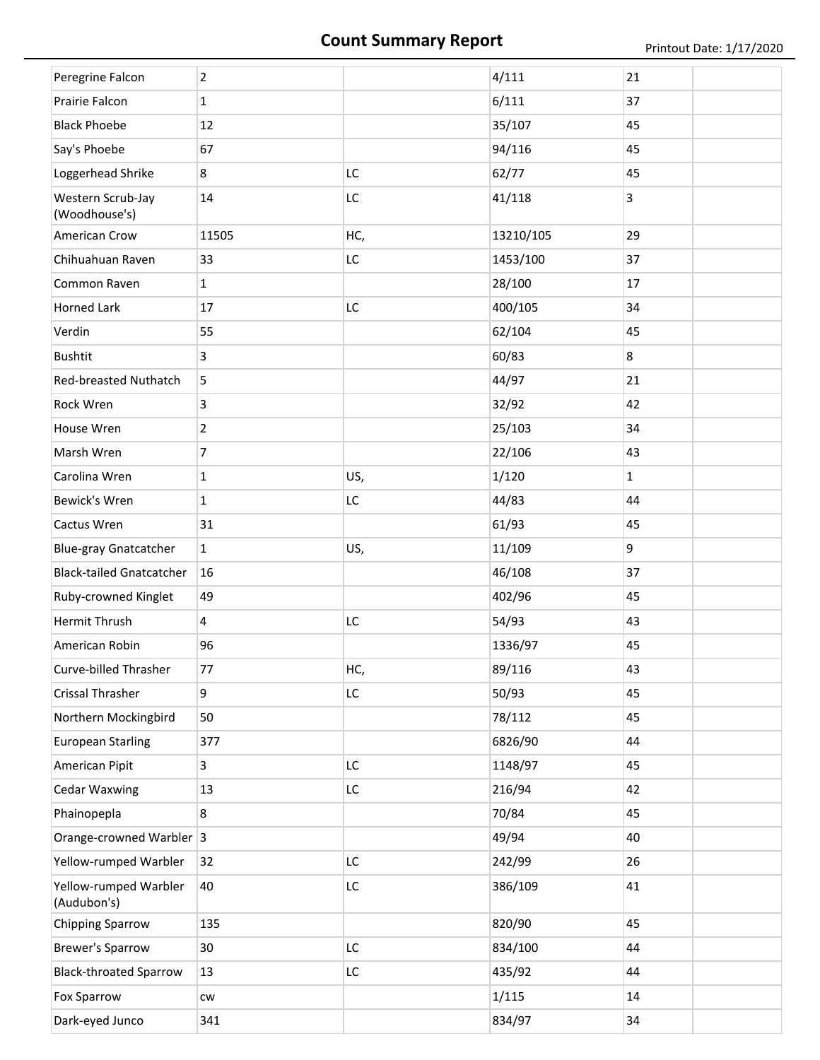# Count Summary Report

Printout Date: 1/17/2020

| | | | | | |
|---|---|---|---|---|---|
| Peregrine Falcon | 2 | | 4/111 | 21 | |
| Prairie Falcon | 1 | | 6/111 | 37 | |
| Black Phoebe | 12 | | 35/107 | 45 | |
| Say's Phoebe | 67 | | 94/116 | 45 | |
| Loggerhead Shrike | 8 | LC | 62/77 | 45 | |
| Western Scrub-Jay (Woodhouse's) | 14 | LC | 41/118 | 3 | |
| American Crow | 11505 | HC, | 13210/105 | 29 | |
| Chihuahuan Raven | 33 | LC | 1453/100 | 37 | |
| Common Raven | 1 | | 28/100 | 17 | |
| Horned Lark | 17 | LC | 400/105 | 34 | |
| Verdin | 55 | | 62/104 | 45 | |
| Bushtit | 3 | | 60/83 | 8 | |
| Red-breasted Nuthatch | 5 | | 44/97 | 21 | |
| Rock Wren | 3 | | 32/92 | 42 | |
| House Wren | 2 | | 25/103 | 34 | |
| Marsh Wren | 7 | | 22/106 | 43 | |
| Carolina Wren | 1 | US, | 1/120 | 1 | |
| Bewick's Wren | 1 | LC | 44/83 | 44 | |
| Cactus Wren | 31 | | 61/93 | 45 | |
| Blue-gray Gnatcatcher | 1 | US, | 11/109 | 9 | |
| Black-tailed Gnatcatcher | 16 | | 46/108 | 37 | |
| Ruby-crowned Kinglet | 49 | | 402/96 | 45 | |
| Hermit Thrush | 4 | LC | 54/93 | 43 | |
| American Robin | 96 | | 1336/97 | 45 | |
| Curve-billed Thrasher | 77 | HC, | 89/116 | 43 | |
| Crissal Thrasher | 9 | LC | 50/93 | 45 | |
| Northern Mockingbird | 50 | | 78/112 | 45 | |
| European Starling | 377 | | 6826/90 | 44 | |
| American Pipit | 3 | LC | 1148/97 | 45 | |
| Cedar Waxwing | 13 | LC | 216/94 | 42 | |
| Phainopepla | 8 | | 70/84 | 45 | |
| Orange-crowned Warbler | 3 | | 49/94 | 40 | |
| Yellow-rumped Warbler | 32 | LC | 242/99 | 26 | |
| Yellow-rumped Warbler (Audubon's) | 40 | LC | 386/109 | 41 | |
| Chipping Sparrow | 135 | | 820/90 | 45 | |
| Brewer's Sparrow | 30 | LC | 834/100 | 44 | |
| Black-throated Sparrow | 13 | LC | 435/92 | 44 | |
| Fox Sparrow | cw | | 1/115 | 14 | |
| Dark-eyed Junco | 341 | | 834/97 | 34 | |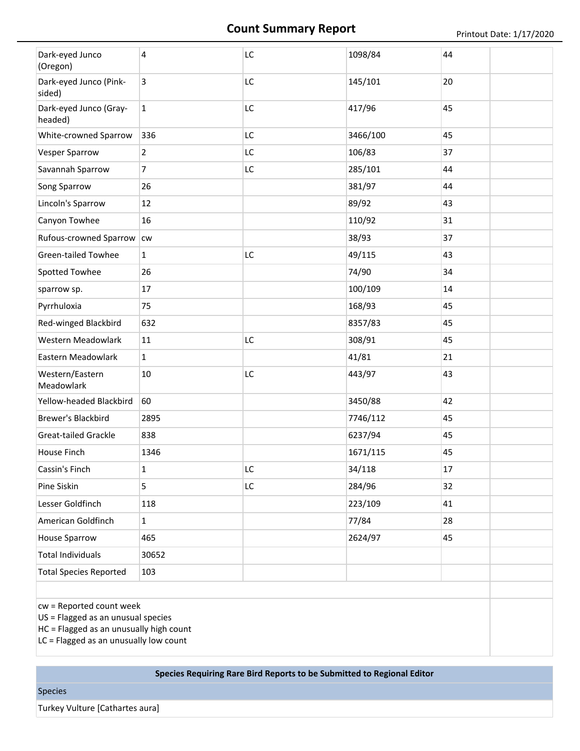# Count Summary Report

Printout Date: 1/17/2020

| | | | | | |
|---|---|---|---|---|---|
| Dark-eyed Junco (Oregon) | 4 | LC | 1098/84 | 44 | |
| Dark-eyed Junco (Pink-sided) | 3 | LC | 145/101 | 20 | |
| Dark-eyed Junco (Gray-headed) | 1 | LC | 417/96 | 45 | |
| White-crowned Sparrow | 336 | LC | 3466/100 | 45 | |
| Vesper Sparrow | 2 | LC | 106/83 | 37 | |
| Savannah Sparrow | 7 | LC | 285/101 | 44 | |
| Song Sparrow | 26 | | 381/97 | 44 | |
| Lincoln's Sparrow | 12 | | 89/92 | 43 | |
| Canyon Towhee | 16 | | 110/92 | 31 | |
| Rufous-crowned Sparrow | cw | | 38/93 | 37 | |
| Green-tailed Towhee | 1 | LC | 49/115 | 43 | |
| Spotted Towhee | 26 | | 74/90 | 34 | |
| sparrow sp. | 17 | | 100/109 | 14 | |
| Pyrrhuloxia | 75 | | 168/93 | 45 | |
| Red-winged Blackbird | 632 | | 8357/83 | 45 | |
| Western Meadowlark | 11 | LC | 308/91 | 45 | |
| Eastern Meadowlark | 1 | | 41/81 | 21 | |
| Western/Eastern Meadowlark | 10 | LC | 443/97 | 43 | |
| Yellow-headed Blackbird | 60 | | 3450/88 | 42 | |
| Brewer's Blackbird | 2895 | | 7746/112 | 45 | |
| Great-tailed Grackle | 838 | | 6237/94 | 45 | |
| House Finch | 1346 | | 1671/115 | 45 | |
| Cassin's Finch | 1 | LC | 34/118 | 17 | |
| Pine Siskin | 5 | LC | 284/96 | 32 | |
| Lesser Goldfinch | 118 | | 223/109 | 41 | |
| American Goldfinch | 1 | | 77/84 | 28 | |
| House Sparrow | 465 | | 2624/97 | 45 | |
| Total Individuals | 30652 | | | | |
| Total Species Reported | 103 | | | | |

cw = Reported count week
US = Flagged as an unusual species
HC = Flagged as an unusually high count
LC = Flagged as an unusually low count

| Species Requiring Rare Bird Reports to be Submitted to Regional Editor |
|---|
| Species |
| Turkey Vulture [Cathartes aura] |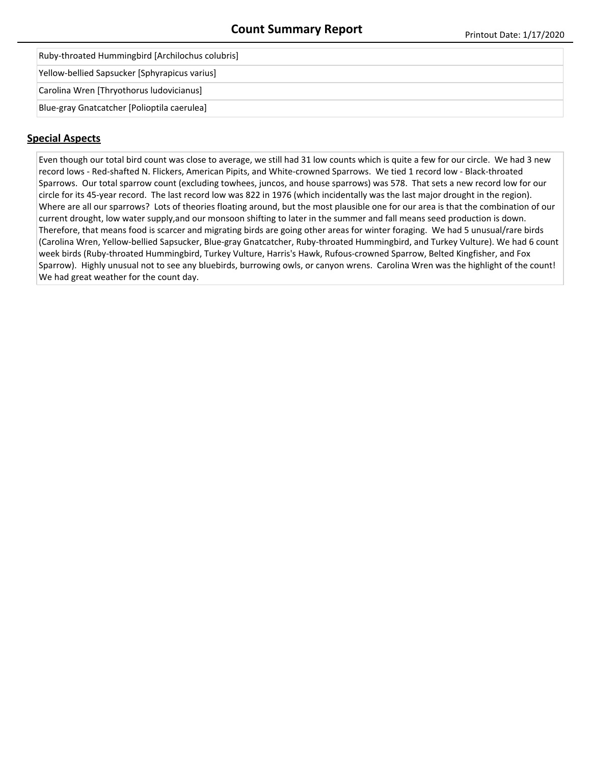| |
|---|
| Ruby-throated Hummingbird [Archilochus colubris] |
| Yellow-bellied Sapsucker [Sphyrapicus varius] |
| Carolina Wren [Thryothorus ludovicianus] |
| Blue-gray Gnatcatcher [Polioptila caerulea] |

## Special Aspects

Even though our total bird count was close to average, we still had 31 low counts which is quite a few for our circle. We had 3 new record lows - Red-shafted N. Flickers, American Pipits, and White-crowned Sparrows. We tied 1 record low - Black-throated Sparrows. Our total sparrow count (excluding towhees, juncos, and house sparrows) was 578. That sets a new record low for our circle for its 45-year record. The last record low was 822 in 1976 (which incidentally was the last major drought in the region). Where are all our sparrows? Lots of theories floating around, but the most plausible one for our area is that the combination of our current drought, low water supply,and our monsoon shifting to later in the summer and fall means seed production is down. Therefore, that means food is scarcer and migrating birds are going other areas for winter foraging. We had 5 unusual/rare birds (Carolina Wren, Yellow-bellied Sapsucker, Blue-gray Gnatcatcher, Ruby-throated Hummingbird, and Turkey Vulture). We had 6 count week birds (Ruby-throated Hummingbird, Turkey Vulture, Harris's Hawk, Rufous-crowned Sparrow, Belted Kingfisher, and Fox Sparrow). Highly unusual not to see any bluebirds, burrowing owls, or canyon wrens. Carolina Wren was the highlight of the count! We had great weather for the count day.